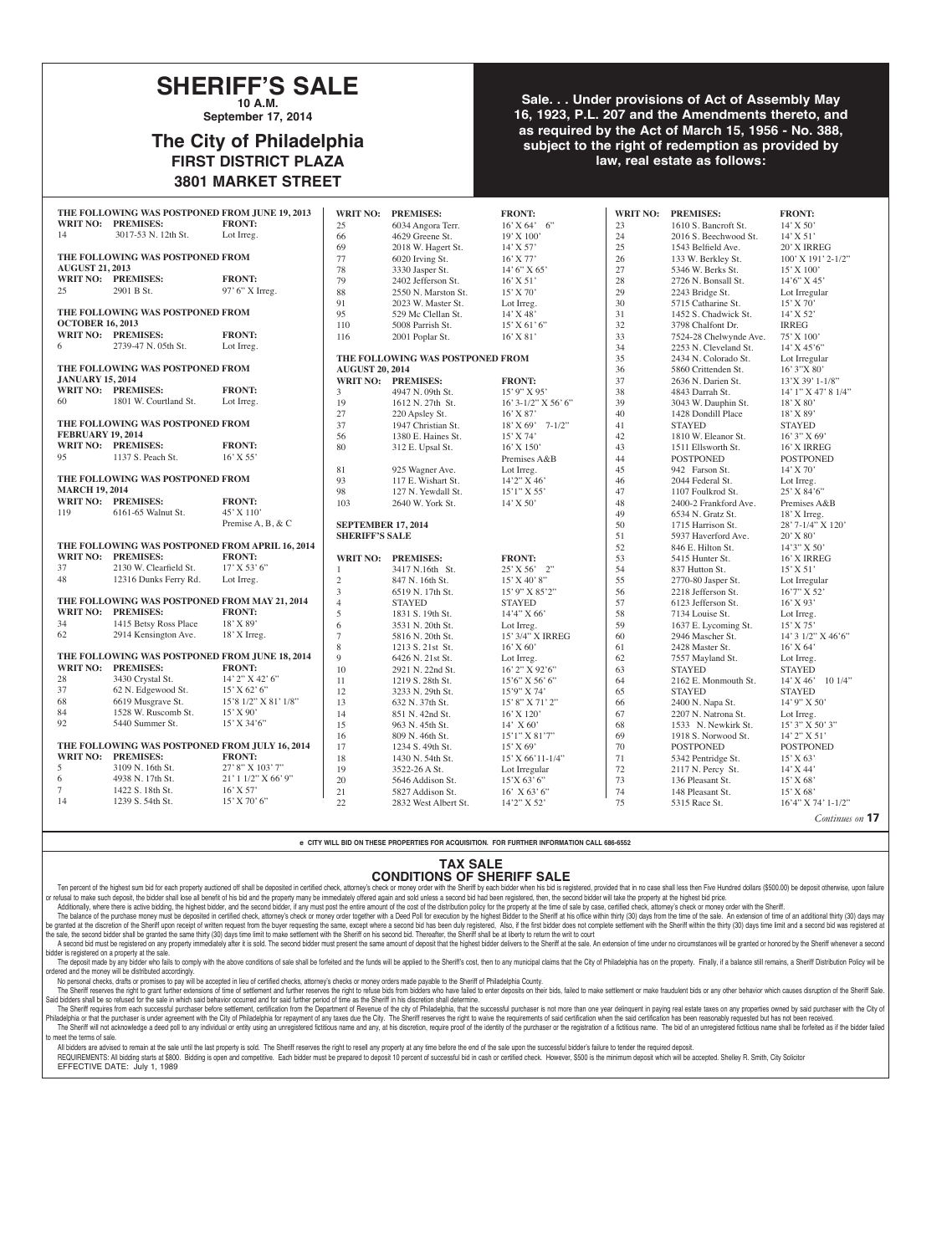# SHERIFF'S SALE

**10 A.M.**

**September 17, 2014**

## The City of Philadelphia

**FIRST DISTRICT PLAZA**

**3801 MARKET STREET**

**Sale. . . Under provisions of Act of Assembly May 16, 1923, P.L. 207 and the Amendments thereto, and as required by the Act of March 15, 1956 - No. 388, subject to the right of redemption as provided by law, real estate as follows:**

**THE FOLLOWING WAS POSTPONED FROM JUNE 19, 2013**

| WRIT NO: | PREMISES: | FRONT: |
|---|---|---|
| 14 | 3017-53 N. 12th St. | Lot Irreg. |

**THE FOLLOWING WAS POSTPONED FROM AUGUST 21, 2013**

| WRIT NO: | PREMISES: | FRONT: |
|---|---|---|
| 25 | 2901 B St. | 97' 6" X Irreg. |

**THE FOLLOWING WAS POSTPONED FROM OCTOBER 16, 2013**

| WRIT NO: | PREMISES: | FRONT: |
|---|---|---|
| 6 | 2739-47 N. 05th St. | Lot Irreg. |

**THE FOLLOWING WAS POSTPONED FROM JANUARY 15, 2014**

| WRIT NO: | PREMISES: | FRONT: |
|---|---|---|
| 60 | 1801 W. Courtland St. | Lot Irreg. |

**THE FOLLOWING WAS POSTPONED FROM FEBRUARY 19, 2014**

| WRIT NO: | PREMISES: | FRONT: |
|---|---|---|
| 95 | 1137 S. Peach St. | 16' X 55' |

**THE FOLLOWING WAS POSTPONED FROM MARCH 19, 2014**

| WRIT NO: | PREMISES: | FRONT: |
|---|---|---|
| 119 | 6161-65 Walnut St. | 45' X 110' Premise A, B, & C |

**THE FOLLOWING WAS POSTPONED FROM APRIL 16, 2014**

| WRIT NO: | PREMISES: | FRONT: |
|---|---|---|
| 37 | 2130 W. Clearfield St. | 17' X 53' 6" |
| 48 | 12316 Dunks Ferry Rd. | Lot Irreg. |

**THE FOLLOWING WAS POSTPONED FROM MAY 21, 2014**

| WRIT NO: | PREMISES: | FRONT: |
|---|---|---|
| 34 | 1415 Betsy Ross Place | 18' X 89' |
| 62 | 2914 Kensington Ave. | 18' X Irreg. |

**THE FOLLOWING WAS POSTPONED FROM JUNE 18, 2014**

| WRIT NO: | PREMISES: | FRONT: |
|---|---|---|
| 28 | 3430 Crystal St. | 14' 2" X 42' 6" |
| 37 | 62 N. Edgewood St. | 15' X 62' 6" |
| 68 | 6619 Musgrave St. | 15'8 1/2" X 81' 1/8" |
| 84 | 1528 W. Ruscomb St. | 15' X 90' |
| 92 | 5440 Summer St. | 15' X 34'6" |

**THE FOLLOWING WAS POSTPONED FROM JULY 16, 2014**

| WRIT NO: | PREMISES: | FRONT: |
|---|---|---|
| 5 | 3109 N. 16th St. | 27' 8" X 103' 7" |
| 6 | 4938 N. 17th St. | 21' 1 1/2" X 66' 9" |
| 7 | 1422 S. 18th St. | 16' X 57' |
| 14 | 1239 S. 54th St. | 15' X 70' 6" |
| 25 | 6034 Angora Terr. | 16' X 64' 6" |
| 66 | 4629 Greene St. | 19' X 100' |
| 69 | 2018 W. Hagert St. | 14' X 57' |
| 77 | 6020 Irving St. | 16' X 77' |
| 78 | 3330 Jasper St. | 14' 6" X 65' |
| 79 | 2402 Jefferson St. | 16' X 51' |
| 88 | 2550 N. Marston St. | 15' X 70' |
| 91 | 2023 W. Master St. | Lot Irreg. |
| 95 | 529 Mc Clellan St. | 14' X 48' |
| 110 | 5008 Parrish St. | 15' X 61' 6" |
| 116 | 2001 Poplar St. | 16' X 81' |

**THE FOLLOWING WAS POSTPONED FROM AUGUST 20, 2014**

| WRIT NO: | PREMISES: | FRONT: |
|---|---|---|
| 3 | 4947 N. 09th St. | 15' 9" X 95' |
| 19 | 1612 N. 27th St. | 16' 3-1/2" X 56' 6" |
| 27 | 220 Apsley St. | 16' X 87' |
| 37 | 1947 Christian St. | 18' X 69' 7-1/2" |
| 56 | 1380 E. Haines St. | 15' X 74' |
| 80 | 312 E. Upsal St. | 16' X 150' Premises A&B |
| 81 | 925 Wagner Ave. | Lot Irreg. |
| 93 | 117 E. Wishart St. | 14'2" X 46' |
| 98 | 127 N. Yewdall St. | 15'1" X 55' |
| 103 | 2640 W. York St. | 14' X 50' |

**SEPTEMBER 17, 2014**
**SHERIFF'S SALE**

| WRIT NO: | PREMISES: | FRONT: |
|---|---|---|
| 1 | 3417 N.16th St. | 25' X 56' 2" |
| 2 | 847 N. 16th St. | 15' X 40' 8" |
| 3 | 6519 N. 17th St. | 15' 9" X 85'2" |
| 4 | STAYED | STAYED |
| 5 | 1831 S. 19th St. | 14'4" X 66' |
| 6 | 3531 N. 20th St. | Lot Irreg. |
| 7 | 5816 N. 20th St. | 15' 3/4" X IRREG |
| 8 | 1213 S. 21st St. | 16' X 60' |
| 9 | 6426 N. 21st St. | Lot Irreg. |
| 10 | 2921 N. 22nd St. | 16' 2" X 92'6" |
| 11 | 1219 S. 28th St. | 15'6" X 56' 6" |
| 12 | 3233 N. 29th St. | 15'9" X 74' |
| 13 | 632 N. 37th St. | 15' 8" X 71' 2" |
| 14 | 851 N. 42nd St. | 16' X 120' |
| 15 | 963 N. 45th St. | 14' X 60' |
| 16 | 809 N. 46th St. | 15'1" X 81'7" |
| 17 | 1234 S. 49th St. | 15' X 69' |
| 18 | 1430 N. 54th St. | 15' X 66'11-1/4" |
| 19 | 3522-26 A St. | Lot Irregular |
| 20 | 5646 Addison St. | 15'X 63' 6" |
| 21 | 5827 Addison St. | 16' X 63' 6" |
| 22 | 2832 West Albert St. | 14'2" X 52' |
| 23 | 1610 S. Bancroft St. | 14' X 50' |
| 24 | 2016 S. Beechwood St. | 14' X 51' |
| 25 | 1543 Belfield Ave. | 20' X IRREG |
| 26 | 133 W. Berkley St. | 100' X 191' 2-1/2" |
| 27 | 5346 W. Berks St. | 15' X 100' |
| 28 | 2726 N. Bonsall St. | 14'6" X 45' |
| 29 | 2243 Bridge St. | Lot Irregular |
| 30 | 5715 Catharine St. | 15' X 70' |
| 31 | 1452 S. Chadwick St. | 14' X 52' |
| 32 | 3798 Chalfont Dr. | IRREG |
| 33 | 7524-28 Chelwynde Ave. | 75' X 100' |
| 34 | 2253 N. Cleveland St. | 14' X 45'6" |
| 35 | 2434 N. Colorado St. | Lot Irregular |
| 36 | 5860 Crittenden St. | 16' 3"X 80' |
| 37 | 2636 N. Darien St. | 13'X 39' 1-1/8" |
| 38 | 4843 Darrah St. | 14' 1" X 47' 8 1/4" |
| 39 | 3043 W. Dauphin St. | 18' X 80' |
| 40 | 1428 Dondill Place | 18' X 89' |
| 41 | STAYED | STAYED |
| 42 | 1810 W. Eleanor St. | 16' 3" X 69' |
| 43 | 1511 Ellsworth St. | 16' X IRREG |
| 44 | POSTPONED | POSTPONED |
| 45 | 942 Farson St. | 14' X 70' |
| 46 | 2044 Federal St. | Lot Irreg. |
| 47 | 1107 Foulkrod St. | 25' X 84'6" |
| 48 | 2400-2 Frankford Ave. | Premises A&B |
| 49 | 6534 N. Gratz St. | 18' X Irreg. |
| 50 | 1715 Harrison St. | 28' 7-1/4" X 120' |
| 51 | 5937 Haverford Ave. | 20' X 80' |
| 52 | 846 E. Hilton St. | 14'3" X 50' |
| 53 | 5415 Hunter St. | 16' X IRREG |
| 54 | 837 Hutton St. | 15' X 51' |
| 55 | 2770-80 Jasper St. | Lot Irregular |
| 56 | 2218 Jefferson St. | 16'7" X 52' |
| 57 | 6123 Jefferson St. | 16' X 93' |
| 58 | 7134 Louise St. | Lot Irreg. |
| 59 | 1637 E. Lycoming St. | 15' X 75' |
| 60 | 2946 Mascher St. | 14' 3 1/2" X 46'6" |
| 61 | 2428 Master St. | 16' X 64' |
| 62 | 7557 Mayland St. | Lot Irreg. |
| 63 | STAYED | STAYED |
| 64 | 2162 E. Monmouth St. | 14' X 46' 10 1/4" |
| 65 | STAYED | STAYED |
| 66 | 2400 N. Napa St. | 14' 9" X 50' |
| 67 | 2207 N. Natrona St. | Lot Irreg. |
| 68 | 1533 N. Newkirk St. | 15' 3" X 50' 3" |
| 69 | 1918 S. Norwood St. | 14' 2" X 51' |
| 70 | POSTPONED | POSTPONED |
| 71 | 5342 Pentridge St. | 15' X 63' |
| 72 | 2117 N. Percy St. | 14' X 44' |
| 73 | 136 Pleasant St. | 15' X 68' |
| 74 | 148 Pleasant St. | 15' X 68' |
| 75 | 5315 Race St. | 16'4" X 74' 1-1/2" |

*Continues on* **17**

e CITY WILL BID ON THESE PROPERTIES FOR ACQUISITION. FOR FURTHER INFORMATION CALL 686-6552

## TAX SALE
## CONDITIONS OF SHERIFF SALE

Ten percent of the highest sum bid for each property auctioned off shall be deposited in certified check, attorney's check or money order with the Sheriff by each bidder when his bid is registered, provided that in no case shall less then Five Hundred dollars ($500.00) be deposit otherwise, upon failure or refusal to make such deposit, the bidder shall lose all benefit of his bid and the property many be immediately offered again and sold unless a second bid had been registered, then, the second bidder will take the property at the highest bid price.

Additionally, where there is active bidding, the highest bidder, and the second bidder, if any must post the entire amount of the cost of the distribution policy for the property at the time of sale by case, certified check, attorney's check or money order with the Sheriff.

The balance of the purchase money must be deposited in certified check, attorney's check or money order together with a Deed Poll for execution by the highest Bidder to the Sheriff at his office within thirty (30) days from the time of the sale. An extension of time of an additional thirty (30) days may be granted at the discretion of the Sheriff upon receipt of written request from the buyer requesting the same, except where a second bid has been duly registered, Also, if the first bidder does not complete settlement with the Sheriff within the thirty (30) days time limit and a second bid was registered at the sale, the second bidder shall be granted the same thirty (30) days time limit to make settlement with the Sheriff on his second bid. Thereafter, the Sheriff shall be at liberty to return the writ to court

A second bid must be registered on any property immediately after it is sold. The second bidder must present the same amount of deposit that the highest bidder delivers to the Sheriff at the sale. An extension of time under no circumstances will be granted or honored by the Sheriff whenever a second bidder is registered on a property at the sale.

The deposit made by any bidder who fails to comply with the above conditions of sale shall be forfeited and the funds will be applied to the Sheriff's cost, then to any municipal claims that the City of Philadelphia has on the property. Finally, if a balance still remains, a Sheriff Distribution Policy will be ordered and the money will be distributed accordingly.

No personal checks, drafts or promises to pay will be accepted in lieu of certified checks, attorney's checks or money orders made payable to the Sheriff of Philadelphia County.

The Sheriff reserves the right to grant further extensions of time of settlement and further reserves the right to refuse bids from bidders who have failed to enter deposits on their bids, failed to make settlement or make fraudulent bids or any other behavior which causes disruption of the Sheriff Sale. Said bidders shall be so refused for the sale in which said behavior occurred and for said further period of time as the Sheriff in his discretion shall determine.

The Sheriff requires from each successful purchaser before settlement, certification from the Department of Revenue of the city of Philadelphia, that the successful purchaser is not more than one year delinquent in paying real estate taxes on any properties owned by said purchaser with the City of Philadelphia or that the purchaser is under agreement with the City of Philadelphia for repayment of any taxes due the City. The Sheriff reserves the right to waive the requirements of said certification when the said certification has been reasonably requested but has not been received.

The Sheriff will not acknowledge a deed poll to any individual or entity using an unregistered fictitious name and any, at his discretion, require proof of the identity of the purchaser or the registration of a fictitious name. The bid of an unregistered fictitious name shall be forfeited as if the bidder failed to meet the terms of sale.

All bidders are advised to remain at the sale until the last property is sold. The Sheriff reserves the right to resell any property at any time before the end of the sale upon the successful bidder's failure to tender the required deposit.

REQUIREMENTS: All bidding starts at $800. Bidding is open and competitive. Each bidder must be prepared to deposit 10 percent of successful bid in cash or certified check. However, $500 is the minimum deposit which will be accepted. Shelley R. Smith, City Solicitor

EFFECTIVE DATE: July 1, 1989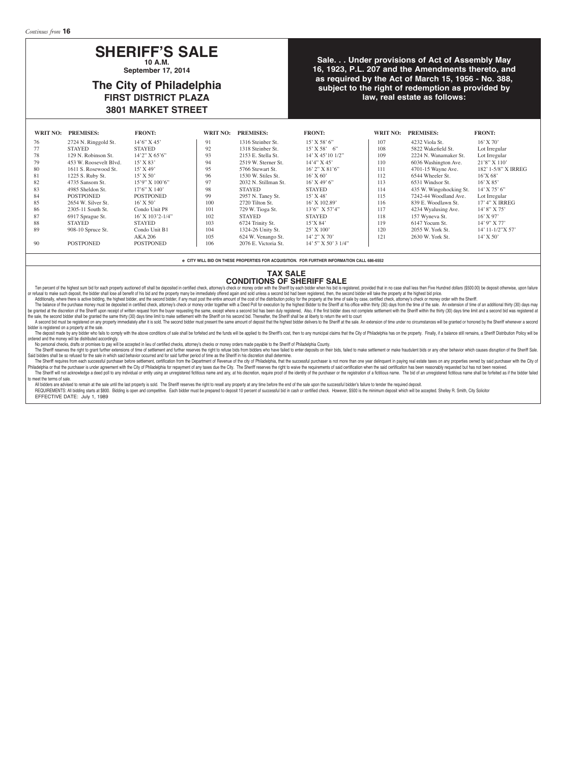*Continues from* **16**

# SHERIFF'S SALE

**10 A.M.**

**September 17, 2014**

## The City of Philadelphia

**FIRST DISTRICT PLAZA**

**3801 MARKET STREET**

**Sale. . . Under provisions of Act of Assembly May 16, 1923, P.L. 207 and the Amendments thereto, and as required by the Act of March 15, 1956 - No. 388, subject to the right of redemption as provided by law, real estate as follows:**

| WRIT NO: | PREMISES: | FRONT: | WRIT NO: | PREMISES: | FRONT: | WRIT NO: | PREMISES: | FRONT: |
|---|---|---|---|---|---|---|---|---|
| 76 | 2724 N. Ringgold St. | 14'6" X 45' | 91 | 1316 Steinber St. | 15' X 58' 6" | 107 | 4232 Viola St. | 16' X 70' |
| 77 | STAYED | STAYED | 92 | 1318 Steinber St. | 15' X 58' 6" | 108 | 5822 Wakefield St. | Lot Irregular |
| 78 | 129 N. Robinson St. | 14'2" X 65'6" | 93 | 2153 E. Stella St. | 14' X 45'10 1/2" | 109 | 2224 N. Wanamaker St. | Lot Irregular |
| 79 | 453 W. Roosevelt Blvd. | 15' X 83' | 94 | 2519 W. Sterner St. | 14'4" X 45' | 110 | 6036 Washington Ave. | 21'8" X 110' |
| 80 | 1611 S. Rosewood St. | 15' X 49' | 95 | 5766 Stewart St. | 16' 2" X 81'6" | 111 | 4701-15 Wayne Ave. | 182' 1-5/8" X IRREG |
| 81 | 1225 S. Ruby St. | 15' X 50' | 96 | 1530 W. Stiles St. | 16' X 60' | 112 | 6544 Wheeler St. | 16'X 68' |
| 82 | 4735 Sansom St. | 15'9" X 100'6" | 97 | 2032 N. Stillman St. | 16' X 49' 6" | 113 | 6531 Windsor St. | 16' X 85' |
| 83 | 4985 Sheldon St. | 17'6" X 140' | 98 | STAYED | STAYED | 114 | 435 W. Wingohocking St. | 14' X 75' 6" |
| 84 | POSTPONED | POSTPONED | 99 | 2957 N. Taney St. | 15' X 48' | 115 | 7242-44 Woodland Ave. | Lot Irregular |
| 85 | 2654 W. Silver St. | 16' X 50' | 100 | 2720 Tilton St. | 16' X 102.89' | 116 | 839 E. Woodlawn St. | 17' 4" X IRREG |
| 86 | 2305-11 South St. | Condo Unit P8 | 101 | 729 W. Tioga St. | 13'6" X 57'4" | 117 | 4234 Wyalusing Ave. | 14' 8" X 75' |
| 87 | 6917 Sprague St. | 16' X 103'2-1/4" | 102 | STAYED | STAYED | 118 | 157 Wyneva St. | 16' X 97' |
| 88 | STAYED | STAYED | 103 | 6724 Trinity St. | 15'X 84' | 119 | 6147 Yocum St. | 14' 9" X 77' |
| 89 | 908-10 Spruce St. | Condo Unit B1 AKA 206 | 104 | 1324-26 Unity St. | 25' X 100' | 120 | 2055 W. York St. | 14' 11-1/2"X 57' |
| | | | 105 | 624 W. Venango St. | 14' 2" X 70' | 121 | 2630 W. York St. | 14' X 50' |
| 90 | POSTPONED | POSTPONED | 106 | 2076 E. Victoria St. | 14' 5" X 50' 3 1/4" | | | |

**e CITY WILL BID ON THESE PROPERTIES FOR ACQUISITION. FOR FURTHER INFORMATION CALL 686-6552**

## TAX SALE
## CONDITIONS OF SHERIFF SALE

Ten percent of the highest sum bid for each property auctioned off shall be deposited in certified check, attorney's check or money order with the Sheriff by each bidder when his bid is registered, provided that in no case shall less then Five Hundred dollars ($500.00) be deposit otherwise, upon failure or refusal to make such deposit, the bidder shall lose all benefit of his bid and the property many be immediately offered again and sold unless a second bid had been registered, then, the second bidder will take the property at the highest bid price.

Additionally, where there is active bidding, the highest bidder, and the second bidder, if any must post the entire amount of the cost of the distribution policy for the property at the time of sale by case, certified check, attorney's check or money order with the Sheriff.

The balance of the purchase money must be deposited in certified check, attorney's check or money order together with a Deed Poll for execution by the highest Bidder to the Sheriff at his office within thirty (30) days from the time of the sale. An extension of time of an additional thirty (30) days may be granted at the discretion of the Sheriff upon receipt of written request from the buyer requesting the same, except where a second bid has been duly registered, Also, if the first bidder does not complete settlement with the Sheriff within the thirty (30) days time limit and a second bid was registered at the sale, the second bidder shall be granted the same thirty (30) days time limit to make settlement with the Sheriff on his second bid. Thereafter, the Sheriff shall be at liberty to return the writ to court

A second bid must be registered on any property immediately after it is sold. The second bidder must present the same amount of deposit that the highest bidder delivers to the Sheriff at the sale. An extension of time under no circumstances will be granted or honored by the Sheriff whenever a second bidder is registered on a property at the sale.

The deposit made by any bidder who fails to comply with the above conditions of sale shall be forfeited and the funds will be applied to the Sheriff's cost, then to any municipal claims that the City of Philadelphia has on the property. Finally, if a balance still remains, a Sheriff Distribution Policy will be ordered and the money will be distributed accordingly.

No personal checks, drafts or promises to pay will be accepted in lieu of certified checks, attorney's checks or money orders made payable to the Sheriff of Philadelphia County.

The Sheriff reserves the right to grant further extensions of time of settlement and further reserves the right to refuse bids from bidders who have failed to enter deposits on their bids, failed to make settlement or make fraudulent bids or any other behavior which causes disruption of the Sheriff Sale. Said bidders shall be so refused for the sale in which said behavior occurred and for said further period of time as the Sheriff in his discretion shall determine.

The Sheriff requires from each successful purchaser before settlement, certification from the Department of Revenue of the city of Philadelphia, that the successful purchaser is not more than one year delinquent in paying real estate taxes on any properties owned by said purchaser with the City of Philadelphia or that the purchaser is under agreement with the City of Philadelphia for repayment of any taxes due the City. The Sheriff reserves the right to waive the requirements of said certification when the said certification has been reasonably requested but has not been received.

The Sheriff will not acknowledge a deed poll to any individual or entity using an unregistered fictitious name and any, at his discretion, require proof of the identity of the purchaser or the registration of a fictitious name. The bid of an unregistered fictitious name shall be forfeited as if the bidder failed to meet the terms of sale.

All bidders are advised to remain at the sale until the last property is sold. The Sheriff reserves the right to resell any property at any time before the end of the sale upon the successful bidder's failure to tender the required deposit.

REQUIREMENTS: All bidding starts at $800. Bidding is open and competitive. Each bidder must be prepared to deposit 10 percent of successful bid in cash or certified check. However, $500 is the minimum deposit which will be accepted. Shelley R. Smith, City Solicitor

EFFECTIVE DATE: July 1, 1989